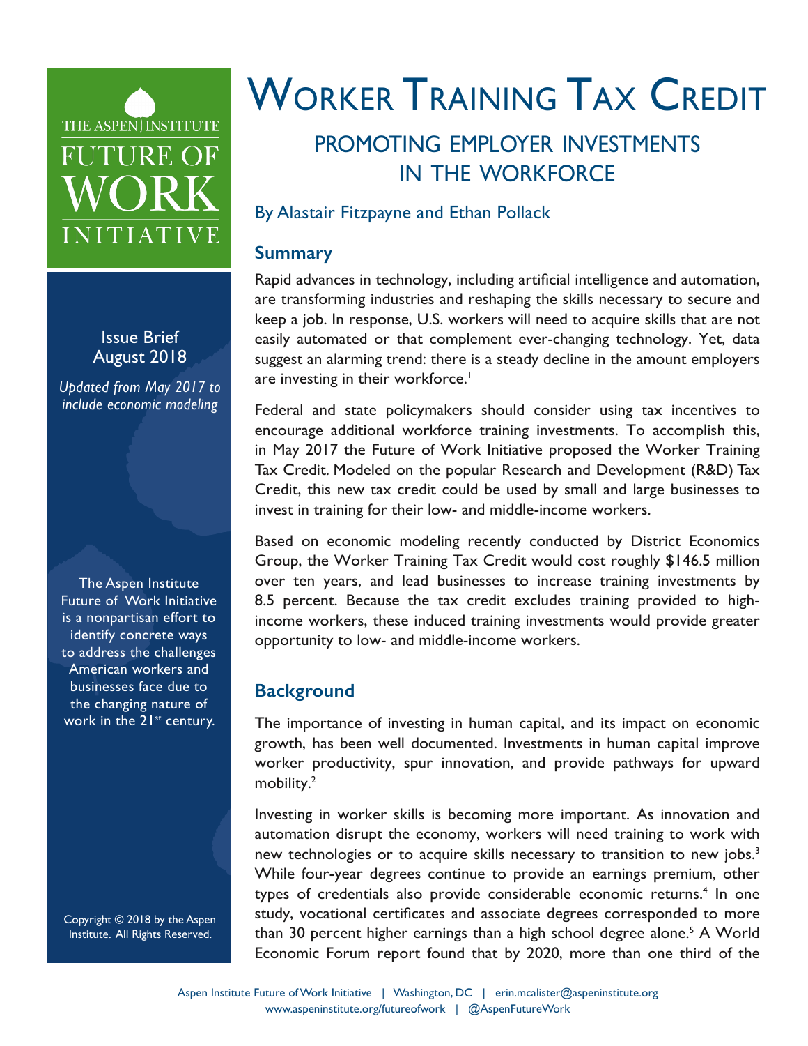# Worker Training Tax Credit

## Promoting Employer Investments in the Workforce

By Alastair Fitzpayne and Ethan Pollack

THE ASPEN INSTITUTE FUTURE OF WORK INITIATIVE

Issue Brief
August 2018

*Updated from May 2017 to include economic modeling*

The Aspen Institute Future of Work Initiative is a nonpartisan effort to identify concrete ways to address the challenges American workers and businesses face due to the changing nature of work in the 21st century.

Copyright © 2018 by the Aspen Institute. All Rights Reserved.

### Summary

Rapid advances in technology, including artificial intelligence and automation, are transforming industries and reshaping the skills necessary to secure and keep a job. In response, U.S. workers will need to acquire skills that are not easily automated or that complement ever-changing technology. Yet, data suggest an alarming trend: there is a steady decline in the amount employers are investing in their workforce.[1]

Federal and state policymakers should consider using tax incentives to encourage additional workforce training investments. To accomplish this, in May 2017 the Future of Work Initiative proposed the Worker Training Tax Credit. Modeled on the popular Research and Development (R&D) Tax Credit, this new tax credit could be used by small and large businesses to invest in training for their low- and middle-income workers.

Based on economic modeling recently conducted by District Economics Group, the Worker Training Tax Credit would cost roughly $146.5 million over ten years, and lead businesses to increase training investments by 8.5 percent. Because the tax credit excludes training provided to high-income workers, these induced training investments would provide greater opportunity to low- and middle-income workers.

### Background

The importance of investing in human capital, and its impact on economic growth, has been well documented. Investments in human capital improve worker productivity, spur innovation, and provide pathways for upward mobility.[2]

Investing in worker skills is becoming more important. As innovation and automation disrupt the economy, workers will need training to work with new technologies or to acquire skills necessary to transition to new jobs.[3] While four-year degrees continue to provide an earnings premium, other types of credentials also provide considerable economic returns.[4] In one study, vocational certificates and associate degrees corresponded to more than 30 percent higher earnings than a high school degree alone.[5] A World Economic Forum report found that by 2020, more than one third of the

Aspen Institute Future of Work Initiative | Washington, DC | erin.mcalister@aspeninstitute.org
www.aspeninstitute.org/futureofwork | @AspenFutureWork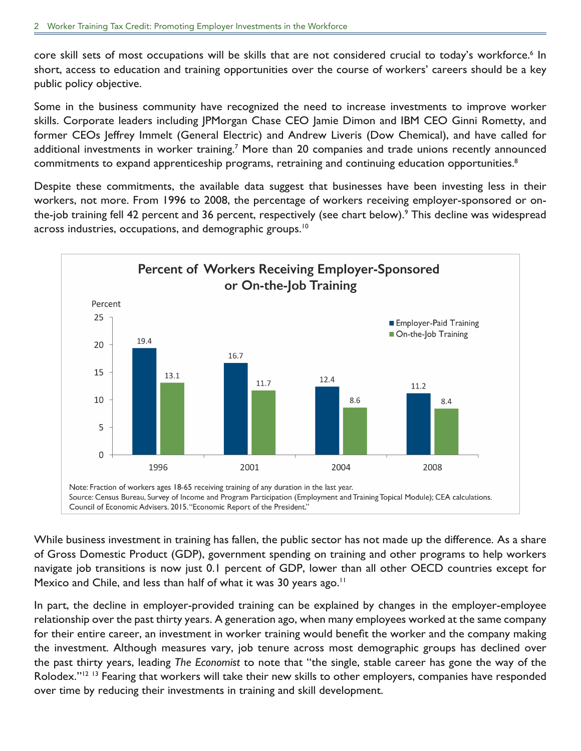core skill sets of most occupations will be skills that are not considered crucial to today's workforce.[6] In short, access to education and training opportunities over the course of workers' careers should be a key public policy objective.

Some in the business community have recognized the need to increase investments to improve worker skills. Corporate leaders including JPMorgan Chase CEO Jamie Dimon and IBM CEO Ginni Rometty, and former CEOs Jeffrey Immelt (General Electric) and Andrew Liveris (Dow Chemical), and have called for additional investments in worker training.[7] More than 20 companies and trade unions recently announced commitments to expand apprenticeship programs, retraining and continuing education opportunities.[8]

Despite these commitments, the available data suggest that businesses have been investing less in their workers, not more. From 1996 to 2008, the percentage of workers receiving employer-sponsored or on-the-job training fell 42 percent and 36 percent, respectively (see chart below).[9] This decline was widespread across industries, occupations, and demographic groups.[10]

**Percent of Workers Receiving Employer-Sponsored or On-the-Job Training**

| Year | Employer-Paid Training (Percent) | On-the-Job Training (Percent) |
|---|---|---|
| 1996 | 19.4 | 13.1 |
| 2001 | 16.7 | 11.7 |
| 2004 | 12.4 | 8.6 |
| 2008 | 11.2 | 8.4 |

Note: Fraction of workers ages 18-65 receiving training of any duration in the last year.
Source: Census Bureau, Survey of Income and Program Participation (Employment and Training Topical Module); CEA calculations. Council of Economic Advisers. 2015. "Economic Report of the President."

While business investment in training has fallen, the public sector has not made up the difference. As a share of Gross Domestic Product (GDP), government spending on training and other programs to help workers navigate job transitions is now just 0.1 percent of GDP, lower than all other OECD countries except for Mexico and Chile, and less than half of what it was 30 years ago.[11]

In part, the decline in employer-provided training can be explained by changes in the employer-employee relationship over the past thirty years. A generation ago, when many employees worked at the same company for their entire career, an investment in worker training would benefit the worker and the company making the investment. Although measures vary, job tenure across most demographic groups has declined over the past thirty years, leading *The Economist* to note that "the single, stable career has gone the way of the Rolodex."[12] [13] Fearing that workers will take their new skills to other employers, companies have responded over time by reducing their investments in training and skill development.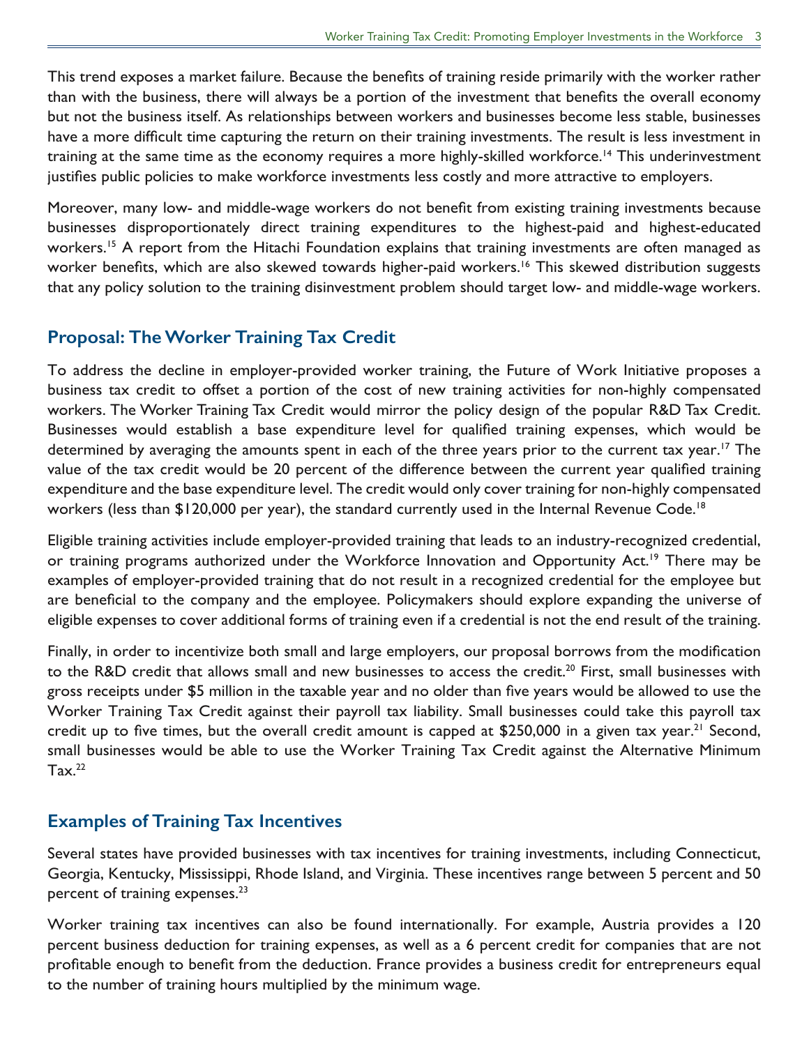This trend exposes a market failure. Because the benefits of training reside primarily with the worker rather than with the business, there will always be a portion of the investment that benefits the overall economy but not the business itself. As relationships between workers and businesses become less stable, businesses have a more difficult time capturing the return on their training investments. The result is less investment in training at the same time as the economy requires a more highly-skilled workforce.[14] This underinvestment justifies public policies to make workforce investments less costly and more attractive to employers.

Moreover, many low- and middle-wage workers do not benefit from existing training investments because businesses disproportionately direct training expenditures to the highest-paid and highest-educated workers.[15] A report from the Hitachi Foundation explains that training investments are often managed as worker benefits, which are also skewed towards higher-paid workers.[16] This skewed distribution suggests that any policy solution to the training disinvestment problem should target low- and middle-wage workers.

## Proposal: The Worker Training Tax Credit

To address the decline in employer-provided worker training, the Future of Work Initiative proposes a business tax credit to offset a portion of the cost of new training activities for non-highly compensated workers. The Worker Training Tax Credit would mirror the policy design of the popular R&D Tax Credit. Businesses would establish a base expenditure level for qualified training expenses, which would be determined by averaging the amounts spent in each of the three years prior to the current tax year.[17] The value of the tax credit would be 20 percent of the difference between the current year qualified training expenditure and the base expenditure level. The credit would only cover training for non-highly compensated workers (less than $120,000 per year), the standard currently used in the Internal Revenue Code.[18]

Eligible training activities include employer-provided training that leads to an industry-recognized credential, or training programs authorized under the Workforce Innovation and Opportunity Act.[19] There may be examples of employer-provided training that do not result in a recognized credential for the employee but are beneficial to the company and the employee. Policymakers should explore expanding the universe of eligible expenses to cover additional forms of training even if a credential is not the end result of the training.

Finally, in order to incentivize both small and large employers, our proposal borrows from the modification to the R&D credit that allows small and new businesses to access the credit.[20] First, small businesses with gross receipts under $5 million in the taxable year and no older than five years would be allowed to use the Worker Training Tax Credit against their payroll tax liability. Small businesses could take this payroll tax credit up to five times, but the overall credit amount is capped at $250,000 in a given tax year.[21] Second, small businesses would be able to use the Worker Training Tax Credit against the Alternative Minimum Tax.[22]

## Examples of Training Tax Incentives

Several states have provided businesses with tax incentives for training investments, including Connecticut, Georgia, Kentucky, Mississippi, Rhode Island, and Virginia. These incentives range between 5 percent and 50 percent of training expenses.[23]

Worker training tax incentives can also be found internationally. For example, Austria provides a 120 percent business deduction for training expenses, as well as a 6 percent credit for companies that are not profitable enough to benefit from the deduction. France provides a business credit for entrepreneurs equal to the number of training hours multiplied by the minimum wage.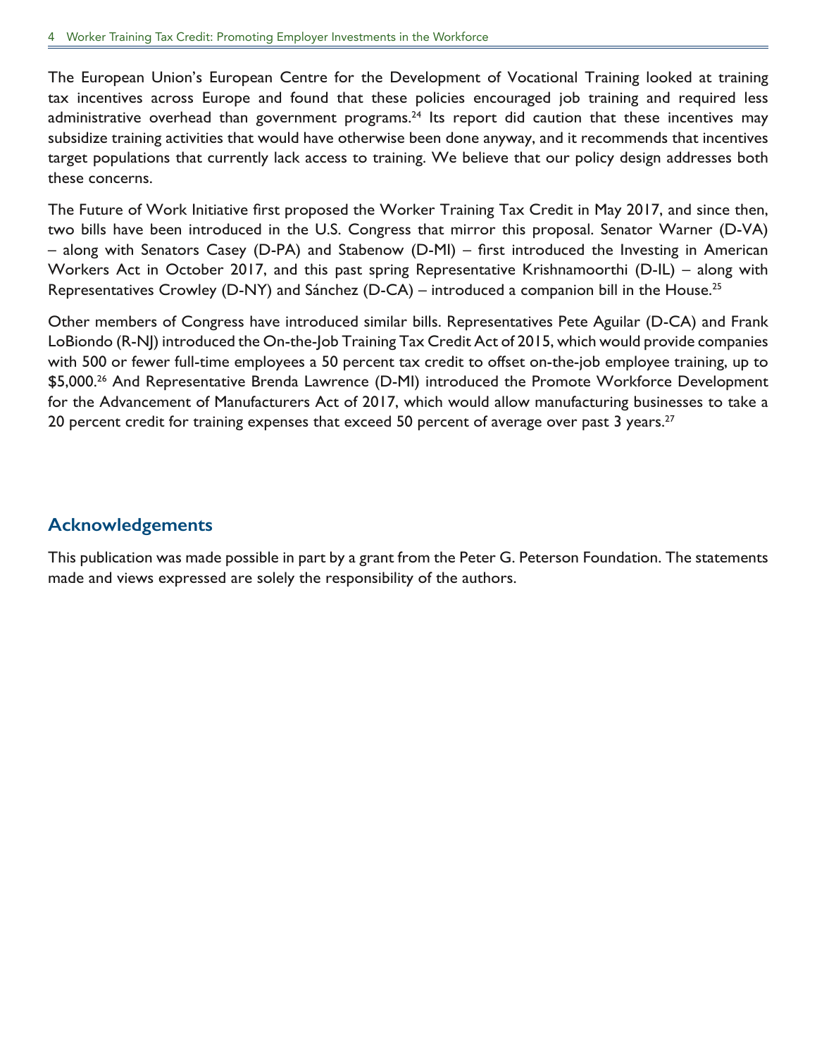The European Union's European Centre for the Development of Vocational Training looked at training tax incentives across Europe and found that these policies encouraged job training and required less administrative overhead than government programs.[24] Its report did caution that these incentives may subsidize training activities that would have otherwise been done anyway, and it recommends that incentives target populations that currently lack access to training. We believe that our policy design addresses both these concerns.

The Future of Work Initiative first proposed the Worker Training Tax Credit in May 2017, and since then, two bills have been introduced in the U.S. Congress that mirror this proposal. Senator Warner (D-VA) – along with Senators Casey (D-PA) and Stabenow (D-MI) – first introduced the Investing in American Workers Act in October 2017, and this past spring Representative Krishnamoorthi (D-IL) – along with Representatives Crowley (D-NY) and Sánchez (D-CA) – introduced a companion bill in the House.[25]

Other members of Congress have introduced similar bills. Representatives Pete Aguilar (D-CA) and Frank LoBiondo (R-NJ) introduced the On-the-Job Training Tax Credit Act of 2015, which would provide companies with 500 or fewer full-time employees a 50 percent tax credit to offset on-the-job employee training, up to $5,000.[26] And Representative Brenda Lawrence (D-MI) introduced the Promote Workforce Development for the Advancement of Manufacturers Act of 2017, which would allow manufacturing businesses to take a 20 percent credit for training expenses that exceed 50 percent of average over past 3 years.[27]

## Acknowledgements

This publication was made possible in part by a grant from the Peter G. Peterson Foundation. The statements made and views expressed are solely the responsibility of the authors.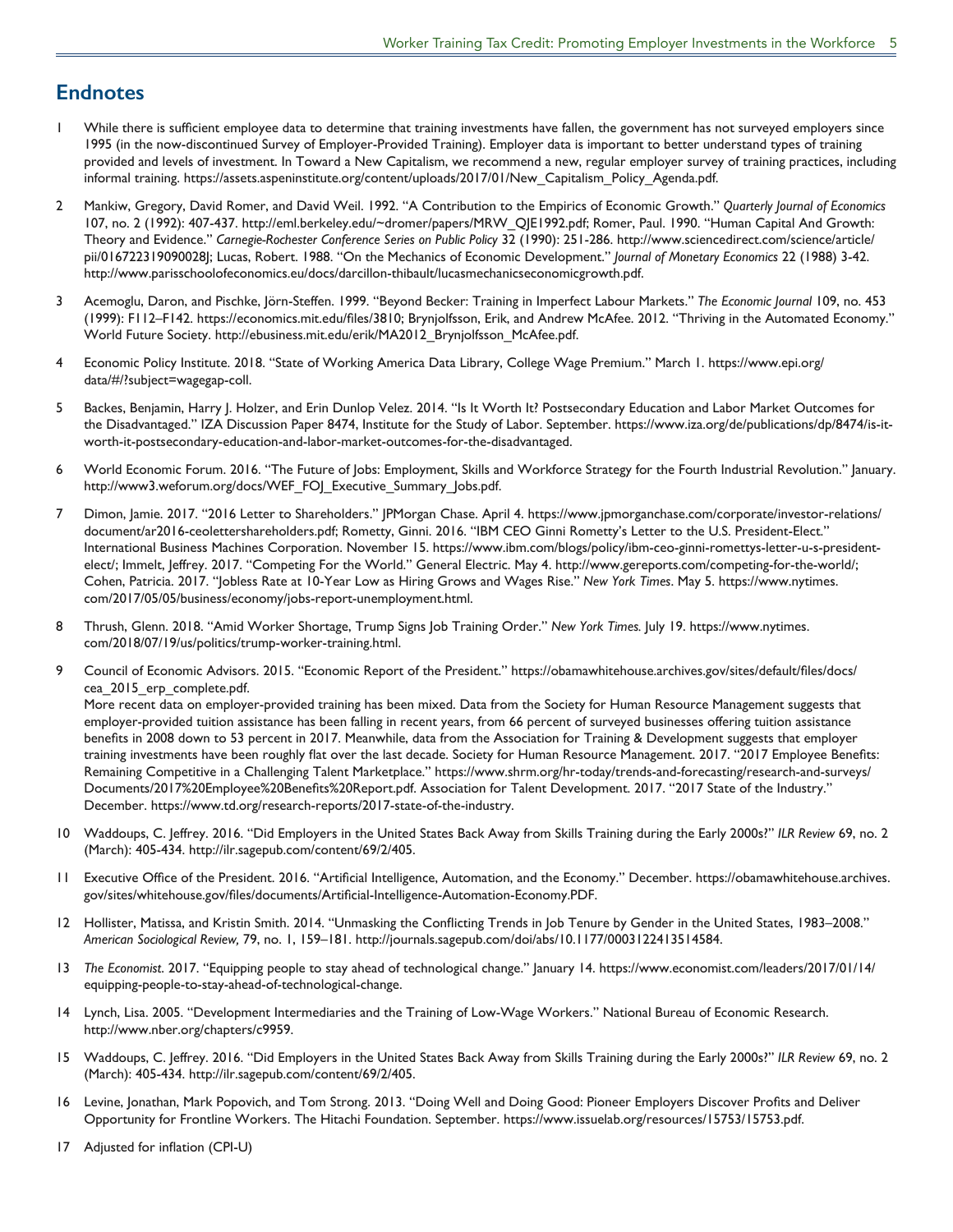## Endnotes

1. While there is sufficient employee data to determine that training investments have fallen, the government has not surveyed employers since 1995 (in the now-discontinued Survey of Employer-Provided Training). Employer data is important to better understand types of training provided and levels of investment. In Toward a New Capitalism, we recommend a new, regular employer survey of training practices, including informal training. https://assets.aspeninstitute.org/content/uploads/2017/01/New_Capitalism_Policy_Agenda.pdf.

2. Mankiw, Gregory, David Romer, and David Weil. 1992. "A Contribution to the Empirics of Economic Growth." *Quarterly Journal of Economics* 107, no. 2 (1992): 407-437. http://eml.berkeley.edu/~dromer/papers/MRW_QJE1992.pdf; Romer, Paul. 1990. "Human Capital And Growth: Theory and Evidence." *Carnegie-Rochester Conference Series on Public Policy* 32 (1990): 251-286. http://www.sciencedirect.com/science/article/pii/016722319090028J; Lucas, Robert. 1988. "On the Mechanics of Economic Development." *Journal of Monetary Economics* 22 (1988) 3-42. http://www.parisschoolofeconomics.eu/docs/darcillon-thibault/lucasmechanicseconomicgrowth.pdf.

3. Acemoglu, Daron, and Pischke, Jörn-Steffen. 1999. "Beyond Becker: Training in Imperfect Labour Markets." *The Economic Journal* 109, no. 453 (1999): F112–F142. https://economics.mit.edu/files/3810; Brynjolfsson, Erik, and Andrew McAfee. 2012. "Thriving in the Automated Economy." World Future Society. http://ebusiness.mit.edu/erik/MA2012_Brynjolfsson_McAfee.pdf.

4. Economic Policy Institute. 2018. "State of Working America Data Library, College Wage Premium." March 1. https://www.epi.org/data/#/?subject=wagegap-coll.

5. Backes, Benjamin, Harry J. Holzer, and Erin Dunlop Velez. 2014. "Is It Worth It? Postsecondary Education and Labor Market Outcomes for the Disadvantaged." IZA Discussion Paper 8474, Institute for the Study of Labor. September. https://www.iza.org/de/publications/dp/8474/is-it-worth-it-postsecondary-education-and-labor-market-outcomes-for-the-disadvantaged.

6. World Economic Forum. 2016. "The Future of Jobs: Employment, Skills and Workforce Strategy for the Fourth Industrial Revolution." January. http://www3.weforum.org/docs/WEF_FOJ_Executive_Summary_Jobs.pdf.

7. Dimon, Jamie. 2017. "2016 Letter to Shareholders." JPMorgan Chase. April 4. https://www.jpmorganchase.com/corporate/investor-relations/document/ar2016-ceolettershareholders.pdf; Rometty, Ginni. 2016. "IBM CEO Ginni Rometty's Letter to the U.S. President-Elect." International Business Machines Corporation. November 15. https://www.ibm.com/blogs/policy/ibm-ceo-ginni-romettys-letter-u-s-president-elect/; Immelt, Jeffrey. 2017. "Competing For the World." General Electric. May 4. http://www.gereports.com/competing-for-the-world/; Cohen, Patricia. 2017. "Jobless Rate at 10-Year Low as Hiring Grows and Wages Rise." *New York Times*. May 5. https://www.nytimes.com/2017/05/05/business/economy/jobs-report-unemployment.html.

8. Thrush, Glenn. 2018. "Amid Worker Shortage, Trump Signs Job Training Order." *New York Times.* July 19. https://www.nytimes.com/2018/07/19/us/politics/trump-worker-training.html.

9. Council of Economic Advisors. 2015. "Economic Report of the President." https://obamawhitehouse.archives.gov/sites/default/files/docs/cea_2015_erp_complete.pdf.
   More recent data on employer-provided training has been mixed. Data from the Society for Human Resource Management suggests that employer-provided tuition assistance has been falling in recent years, from 66 percent of surveyed businesses offering tuition assistance benefits in 2008 down to 53 percent in 2017. Meanwhile, data from the Association for Training & Development suggests that employer training investments have been roughly flat over the last decade. Society for Human Resource Management. 2017. "2017 Employee Benefits: Remaining Competitive in a Challenging Talent Marketplace." https://www.shrm.org/hr-today/trends-and-forecasting/research-and-surveys/Documents/2017%20Employee%20Benefits%20Report.pdf. Association for Talent Development. 2017. "2017 State of the Industry." December. https://www.td.org/research-reports/2017-state-of-the-industry.

10. Waddoups, C. Jeffrey. 2016. "Did Employers in the United States Back Away from Skills Training during the Early 2000s?" *ILR Review* 69, no. 2 (March): 405-434. http://ilr.sagepub.com/content/69/2/405.

11. Executive Office of the President. 2016. "Artificial Intelligence, Automation, and the Economy." December. https://obamawhitehouse.archives.gov/sites/whitehouse.gov/files/documents/Artificial-Intelligence-Automation-Economy.PDF.

12. Hollister, Matissa, and Kristin Smith. 2014. "Unmasking the Conflicting Trends in Job Tenure by Gender in the United States, 1983–2008." *American Sociological Review,* 79, no. 1, 159–181. http://journals.sagepub.com/doi/abs/10.1177/0003122413514584.

13. *The Economist*. 2017. "Equipping people to stay ahead of technological change." January 14. https://www.economist.com/leaders/2017/01/14/equipping-people-to-stay-ahead-of-technological-change.

14. Lynch, Lisa. 2005. "Development Intermediaries and the Training of Low-Wage Workers." National Bureau of Economic Research. http://www.nber.org/chapters/c9959.

15. Waddoups, C. Jeffrey. 2016. "Did Employers in the United States Back Away from Skills Training during the Early 2000s?" *ILR Review* 69, no. 2 (March): 405-434. http://ilr.sagepub.com/content/69/2/405.

16. Levine, Jonathan, Mark Popovich, and Tom Strong. 2013. "Doing Well and Doing Good: Pioneer Employers Discover Profits and Deliver Opportunity for Frontline Workers. The Hitachi Foundation. September. https://www.issuelab.org/resources/15753/15753.pdf.

17. Adjusted for inflation (CPI-U)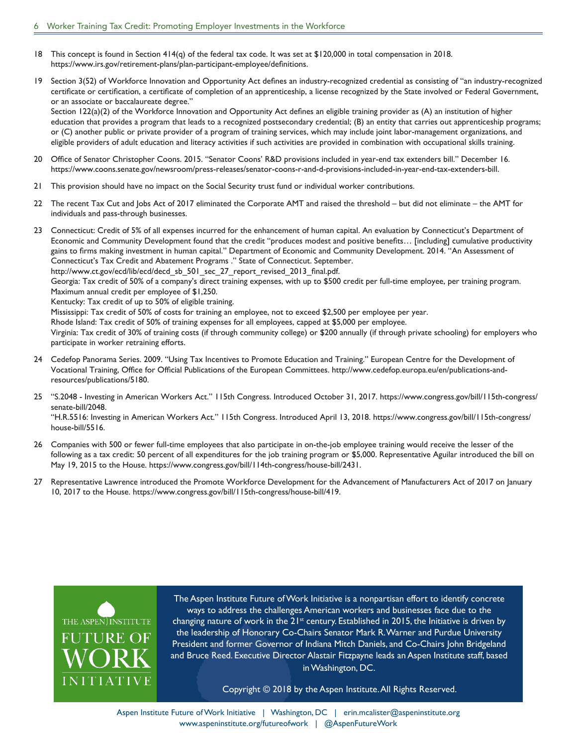18 This concept is found in Section 414(q) of the federal tax code. It was set at $120,000 in total compensation in 2018. https://www.irs.gov/retirement-plans/plan-participant-employee/definitions.

19 Section 3(52) of Workforce Innovation and Opportunity Act defines an industry-recognized credential as consisting of "an industry-recognized certificate or certification, a certificate of completion of an apprenticeship, a license recognized by the State involved or Federal Government, or an associate or baccalaureate degree."
Section 122(a)(2) of the Workforce Innovation and Opportunity Act defines an eligible training provider as (A) an institution of higher education that provides a program that leads to a recognized postsecondary credential; (B) an entity that carries out apprenticeship programs; or (C) another public or private provider of a program of training services, which may include joint labor-management organizations, and eligible providers of adult education and literacy activities if such activities are provided in combination with occupational skills training.

20 Office of Senator Christopher Coons. 2015. "Senator Coons' R&D provisions included in year-end tax extenders bill." December 16. https://www.coons.senate.gov/newsroom/press-releases/senator-coons-r-and-d-provisions-included-in-year-end-tax-extenders-bill.

21 This provision should have no impact on the Social Security trust fund or individual worker contributions.

22 The recent Tax Cut and Jobs Act of 2017 eliminated the Corporate AMT and raised the threshold – but did not eliminate – the AMT for individuals and pass-through businesses.

23 Connecticut: Credit of 5% of all expenses incurred for the enhancement of human capital. An evaluation by Connecticut's Department of Economic and Community Development found that the credit "produces modest and positive benefits… [including] cumulative productivity gains to firms making investment in human capital." Department of Economic and Community Development. 2014. "An Assessment of Connecticut's Tax Credit and Abatement Programs ." State of Connecticut. September.
http://www.ct.gov/ecd/lib/ecd/decd_sb_501_sec_27_report_revised_2013_final.pdf.
Georgia: Tax credit of 50% of a company's direct training expenses, with up to $500 credit per full-time employee, per training program. Maximum annual credit per employee of $1,250.
Kentucky: Tax credit of up to 50% of eligible training.
Mississippi: Tax credit of 50% of costs for training an employee, not to exceed $2,500 per employee per year.
Rhode Island: Tax credit of 50% of training expenses for all employees, capped at $5,000 per employee.
Virginia: Tax credit of 30% of training costs (if through community college) or $200 annually (if through private schooling) for employers who participate in worker retraining efforts.

24 Cedefop Panorama Series. 2009. "Using Tax Incentives to Promote Education and Training." European Centre for the Development of Vocational Training, Office for Official Publications of the European Committees. http://www.cedefop.europa.eu/en/publications-and-resources/publications/5180.

25 "S.2048 - Investing in American Workers Act." 115th Congress. Introduced October 31, 2017. https://www.congress.gov/bill/115th-congress/senate-bill/2048.
"H.R.5516: Investing in American Workers Act." 115th Congress. Introduced April 13, 2018. https://www.congress.gov/bill/115th-congress/house-bill/5516.

26 Companies with 500 or fewer full-time employees that also participate in on-the-job employee training would receive the lesser of the following as a tax credit: 50 percent of all expenditures for the job training program or $5,000. Representative Aguilar introduced the bill on May 19, 2015 to the House. https://www.congress.gov/bill/114th-congress/house-bill/2431.

27 Representative Lawrence introduced the Promote Workforce Development for the Advancement of Manufacturers Act of 2017 on January 10, 2017 to the House. https://www.congress.gov/bill/115th-congress/house-bill/419.

THE ASPEN INSTITUTE FUTURE OF WORK INITIATIVE

The Aspen Institute Future of Work Initiative is a nonpartisan effort to identify concrete ways to address the challenges American workers and businesses face due to the changing nature of work in the 21st century. Established in 2015, the Initiative is driven by the leadership of Honorary Co-Chairs Senator Mark R. Warner and Purdue University President and former Governor of Indiana Mitch Daniels, and Co-Chairs John Bridgeland and Bruce Reed. Executive Director Alastair Fitzpayne leads an Aspen Institute staff, based in Washington, DC.

Copyright © 2018 by the Aspen Institute. All Rights Reserved.

Aspen Institute Future of Work Initiative | Washington, DC | erin.mcalister@aspeninstitute.org
www.aspeninstitute.org/futureofwork | @AspenFutureWork